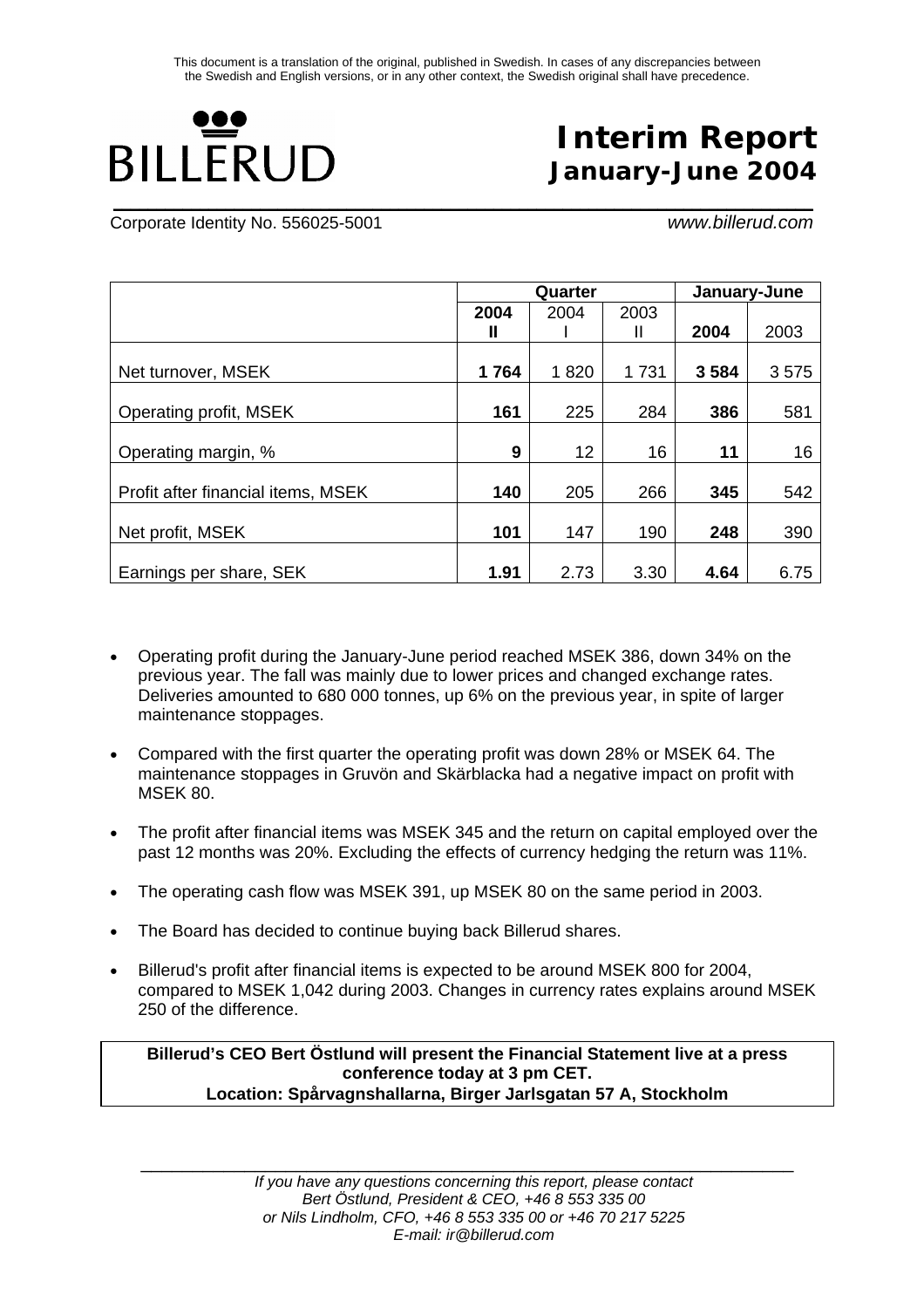This document is a translation of the original, published in Swedish. In cases of any discrepancies between the Swedish and English versions, or in any other context, the Swedish original shall have precedence.

BILLERUD

# Interim Report
## January-June 2004

Corporate Identity No. 556025-5001 *www.billerud.com*

| | Quarter | | | January-June | |
|---|---|---|---|---|---|
| | **2004 II** | 2004 I | 2003 II | **2004** | 2003 |
| Net turnover, MSEK | **1 764** | 1 820 | 1 731 | **3 584** | 3 575 |
| Operating profit, MSEK | **161** | 225 | 284 | **386** | 581 |
| Operating margin, % | **9** | 12 | 16 | **11** | 16 |
| Profit after financial items, MSEK | **140** | 205 | 266 | **345** | 542 |
| Net profit, MSEK | **101** | 147 | 190 | **248** | 390 |
| Earnings per share, SEK | **1.91** | 2.73 | 3.30 | **4.64** | 6.75 |

- Operating profit during the January-June period reached MSEK 386, down 34% on the previous year. The fall was mainly due to lower prices and changed exchange rates. Deliveries amounted to 680 000 tonnes, up 6% on the previous year, in spite of larger maintenance stoppages.
- Compared with the first quarter the operating profit was down 28% or MSEK 64. The maintenance stoppages in Gruvön and Skärblacka had a negative impact on profit with MSEK 80.
- The profit after financial items was MSEK 345 and the return on capital employed over the past 12 months was 20%. Excluding the effects of currency hedging the return was 11%.
- The operating cash flow was MSEK 391, up MSEK 80 on the same period in 2003.
- The Board has decided to continue buying back Billerud shares.
- Billerud's profit after financial items is expected to be around MSEK 800 for 2004, compared to MSEK 1,042 during 2003. Changes in currency rates explains around MSEK 250 of the difference.

**Billerud's CEO Bert Östlund will present the Financial Statement live at a press conference today at 3 pm CET.**
**Location: Spårvagnshallarna, Birger Jarlsgatan 57 A, Stockholm**

*If you have any questions concerning this report, please contact*
*Bert Östlund, President & CEO, +46 8 553 335 00*
*or Nils Lindholm, CFO, +46 8 553 335 00 or +46 70 217 5225*
*E-mail: ir@billerud.com*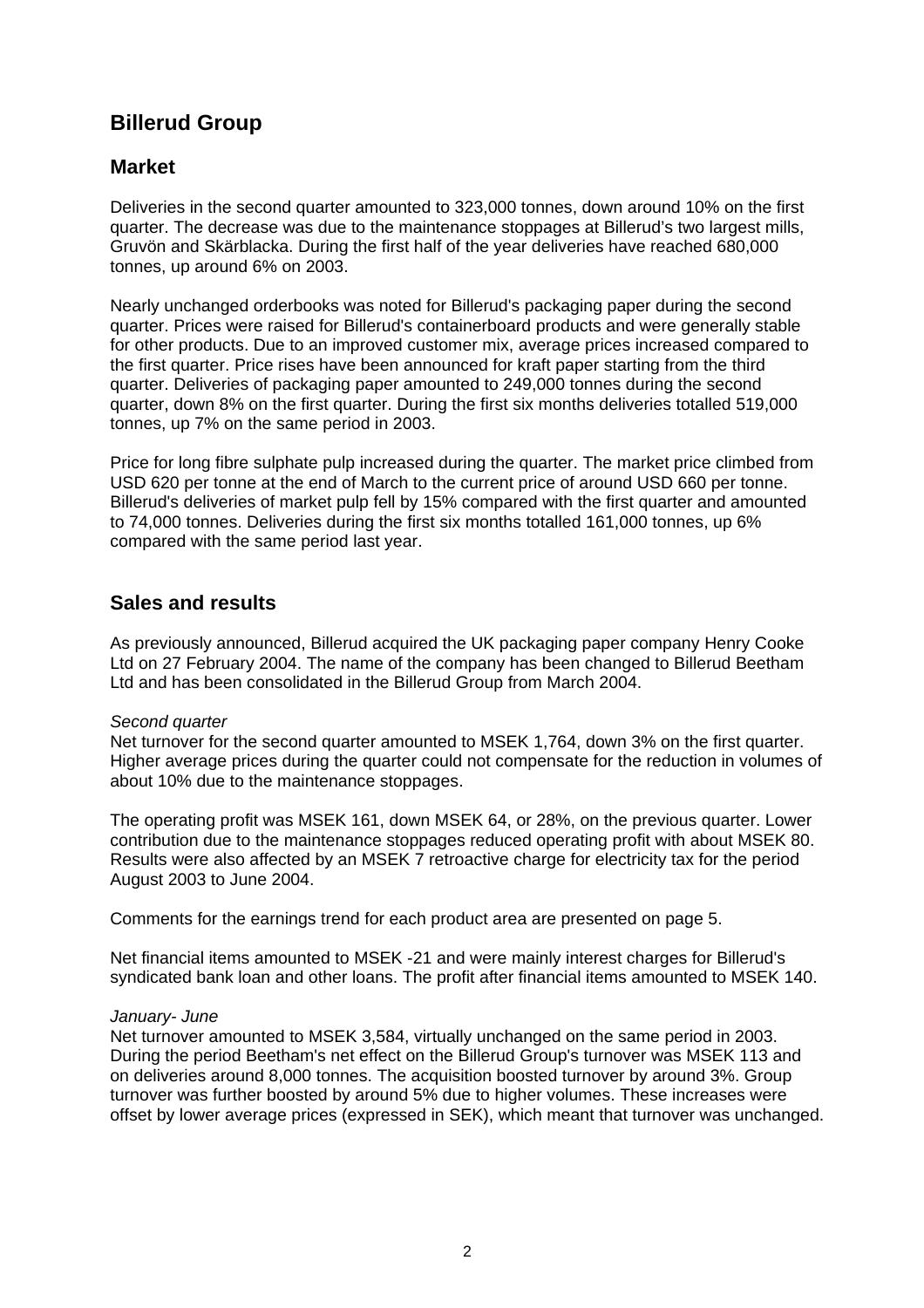# Billerud Group

## Market

Deliveries in the second quarter amounted to 323,000 tonnes, down around 10% on the first quarter. The decrease was due to the maintenance stoppages at Billerud's two largest mills, Gruvön and Skärblacka. During the first half of the year deliveries have reached 680,000 tonnes, up around 6% on 2003.

Nearly unchanged orderbooks was noted for Billerud's packaging paper during the second quarter. Prices were raised for Billerud's containerboard products and were generally stable for other products. Due to an improved customer mix, average prices increased compared to the first quarter. Price rises have been announced for kraft paper starting from the third quarter. Deliveries of packaging paper amounted to 249,000 tonnes during the second quarter, down 8% on the first quarter. During the first six months deliveries totalled 519,000 tonnes, up 7% on the same period in 2003.

Price for long fibre sulphate pulp increased during the quarter. The market price climbed from USD 620 per tonne at the end of March to the current price of around USD 660 per tonne. Billerud's deliveries of market pulp fell by 15% compared with the first quarter and amounted to 74,000 tonnes. Deliveries during the first six months totalled 161,000 tonnes, up 6% compared with the same period last year.

## Sales and results

As previously announced, Billerud acquired the UK packaging paper company Henry Cooke Ltd on 27 February 2004. The name of the company has been changed to Billerud Beetham Ltd and has been consolidated in the Billerud Group from March 2004.

*Second quarter*

Net turnover for the second quarter amounted to MSEK 1,764, down 3% on the first quarter. Higher average prices during the quarter could not compensate for the reduction in volumes of about 10% due to the maintenance stoppages.

The operating profit was MSEK 161, down MSEK 64, or 28%, on the previous quarter. Lower contribution due to the maintenance stoppages reduced operating profit with about MSEK 80. Results were also affected by an MSEK 7 retroactive charge for electricity tax for the period August 2003 to June 2004.

Comments for the earnings trend for each product area are presented on page 5.

Net financial items amounted to MSEK -21 and were mainly interest charges for Billerud's syndicated bank loan and other loans. The profit after financial items amounted to MSEK 140.

*January- June*

Net turnover amounted to MSEK 3,584, virtually unchanged on the same period in 2003. During the period Beetham's net effect on the Billerud Group's turnover was MSEK 113 and on deliveries around 8,000 tonnes. The acquisition boosted turnover by around 3%. Group turnover was further boosted by around 5% due to higher volumes. These increases were offset by lower average prices (expressed in SEK), which meant that turnover was unchanged.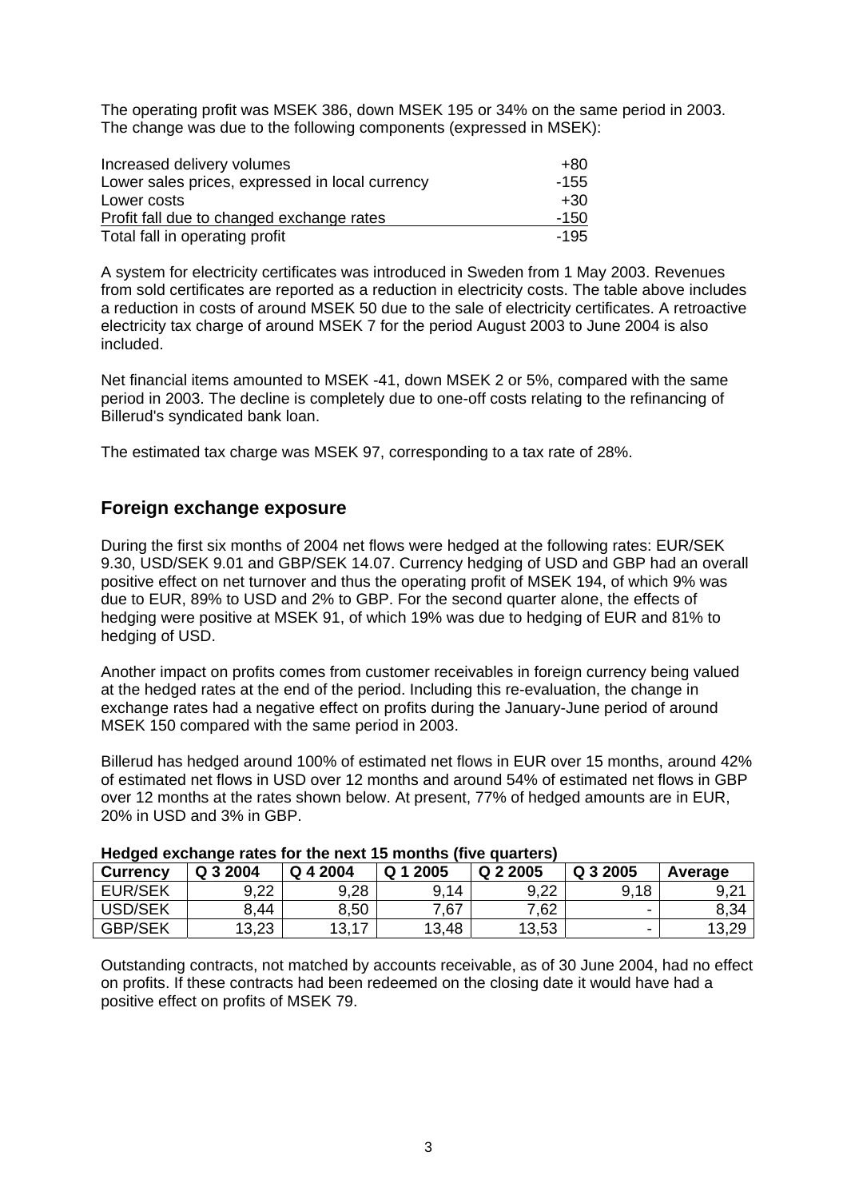The operating profit was MSEK 386, down MSEK 195 or 34% on the same period in 2003. The change was due to the following components (expressed in MSEK):

| | |
|---|---|
| Increased delivery volumes | +80 |
| Lower sales prices, expressed in local currency | -155 |
| Lower costs | +30 |
| Profit fall due to changed exchange rates | -150 |
| Total fall in operating profit | -195 |

A system for electricity certificates was introduced in Sweden from 1 May 2003. Revenues from sold certificates are reported as a reduction in electricity costs. The table above includes a reduction in costs of around MSEK 50 due to the sale of electricity certificates. A retroactive electricity tax charge of around MSEK 7 for the period August 2003 to June 2004 is also included.

Net financial items amounted to MSEK -41, down MSEK 2 or 5%, compared with the same period in 2003. The decline is completely due to one-off costs relating to the refinancing of Billerud's syndicated bank loan.

The estimated tax charge was MSEK 97, corresponding to a tax rate of 28%.

## Foreign exchange exposure

During the first six months of 2004 net flows were hedged at the following rates: EUR/SEK 9.30, USD/SEK 9.01 and GBP/SEK 14.07. Currency hedging of USD and GBP had an overall positive effect on net turnover and thus the operating profit of MSEK 194, of which 9% was due to EUR, 89% to USD and 2% to GBP. For the second quarter alone, the effects of hedging were positive at MSEK 91, of which 19% was due to hedging of EUR and 81% to hedging of USD.

Another impact on profits comes from customer receivables in foreign currency being valued at the hedged rates at the end of the period. Including this re-evaluation, the change in exchange rates had a negative effect on profits during the January-June period of around MSEK 150 compared with the same period in 2003.

Billerud has hedged around 100% of estimated net flows in EUR over 15 months, around 42% of estimated net flows in USD over 12 months and around 54% of estimated net flows in GBP over 12 months at the rates shown below. At present, 77% of hedged amounts are in EUR, 20% in USD and 3% in GBP.

**Hedged exchange rates for the next 15 months (five quarters)**

| Currency | Q 3 2004 | Q 4 2004 | Q 1 2005 | Q 2 2005 | Q 3 2005 | Average |
|---|---|---|---|---|---|---|
| EUR/SEK | 9,22 | 9,28 | 9,14 | 9,22 | 9,18 | 9,21 |
| USD/SEK | 8,44 | 8,50 | 7,67 | 7,62 | - | 8,34 |
| GBP/SEK | 13,23 | 13,17 | 13,48 | 13,53 | - | 13,29 |

Outstanding contracts, not matched by accounts receivable, as of 30 June 2004, had no effect on profits. If these contracts had been redeemed on the closing date it would have had a positive effect on profits of MSEK 79.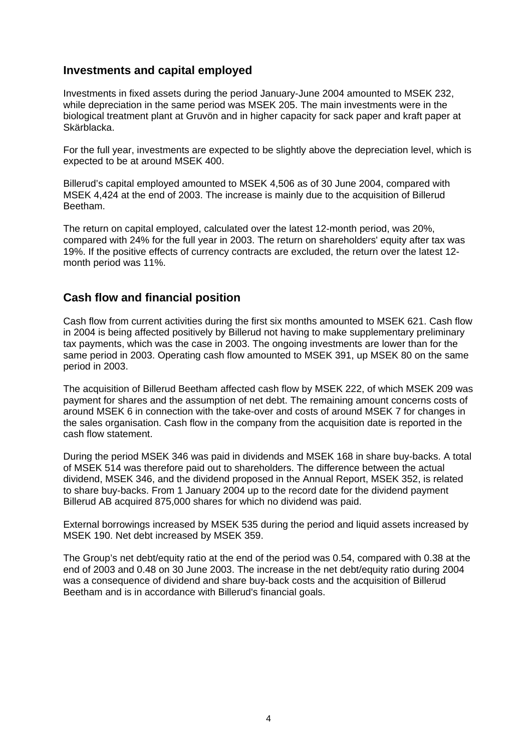## Investments and capital employed

Investments in fixed assets during the period January-June 2004 amounted to MSEK 232, while depreciation in the same period was MSEK 205. The main investments were in the biological treatment plant at Gruvön and in higher capacity for sack paper and kraft paper at Skärblacka.

For the full year, investments are expected to be slightly above the depreciation level, which is expected to be at around MSEK 400.

Billerud's capital employed amounted to MSEK 4,506 as of 30 June 2004, compared with MSEK 4,424 at the end of 2003. The increase is mainly due to the acquisition of Billerud Beetham.

The return on capital employed, calculated over the latest 12-month period, was 20%, compared with 24% for the full year in 2003. The return on shareholders' equity after tax was 19%. If the positive effects of currency contracts are excluded, the return over the latest 12-month period was 11%.

## Cash flow and financial position

Cash flow from current activities during the first six months amounted to MSEK 621. Cash flow in 2004 is being affected positively by Billerud not having to make supplementary preliminary tax payments, which was the case in 2003. The ongoing investments are lower than for the same period in 2003. Operating cash flow amounted to MSEK 391, up MSEK 80 on the same period in 2003.

The acquisition of Billerud Beetham affected cash flow by MSEK 222, of which MSEK 209 was payment for shares and the assumption of net debt. The remaining amount concerns costs of around MSEK 6 in connection with the take-over and costs of around MSEK 7 for changes in the sales organisation. Cash flow in the company from the acquisition date is reported in the cash flow statement.

During the period MSEK 346 was paid in dividends and MSEK 168 in share buy-backs. A total of MSEK 514 was therefore paid out to shareholders. The difference between the actual dividend, MSEK 346, and the dividend proposed in the Annual Report, MSEK 352, is related to share buy-backs. From 1 January 2004 up to the record date for the dividend payment Billerud AB acquired 875,000 shares for which no dividend was paid.

External borrowings increased by MSEK 535 during the period and liquid assets increased by MSEK 190. Net debt increased by MSEK 359.

The Group's net debt/equity ratio at the end of the period was 0.54, compared with 0.38 at the end of 2003 and 0.48 on 30 June 2003. The increase in the net debt/equity ratio during 2004 was a consequence of dividend and share buy-back costs and the acquisition of Billerud Beetham and is in accordance with Billerud's financial goals.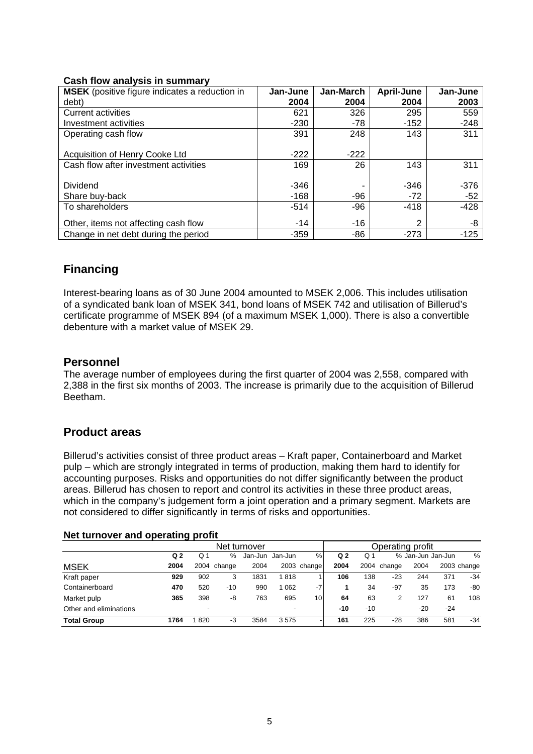**Cash flow analysis in summary**

| **MSEK** (positive figure indicates a reduction in debt) | **Jan-June 2004** | **Jan-March 2004** | **April-June 2004** | **Jan-June 2003** |
|---|---|---|---|---|
| Current activities | 621 | 326 | 295 | 559 |
| Investment activities | -230 | -78 | -152 | -248 |
| Operating cash flow | 391 | 248 | 143 | 311 |
| Acquisition of Henry Cooke Ltd | -222 | -222 | | |
| Cash flow after investment activities | 169 | 26 | 143 | 311 |
| Dividend | -346 | - | -346 | -376 |
| Share buy-back | -168 | -96 | -72 | -52 |
| To shareholders | -514 | -96 | -418 | -428 |
| Other, items not affecting cash flow | -14 | -16 | 2 | -8 |
| Change in net debt during the period | -359 | -86 | -273 | -125 |

## Financing

Interest-bearing loans as of 30 June 2004 amounted to MSEK 2,006. This includes utilisation of a syndicated bank loan of MSEK 341, bond loans of MSEK 742 and utilisation of Billerud's certificate programme of MSEK 894 (of a maximum MSEK 1,000). There is also a convertible debenture with a market value of MSEK 29.

## Personnel

The average number of employees during the first quarter of 2004 was 2,558, compared with 2,388 in the first six months of 2003. The increase is primarily due to the acquisition of Billerud Beetham.

## Product areas

Billerud's activities consist of three product areas – Kraft paper, Containerboard and Market pulp – which are strongly integrated in terms of production, making them hard to identify for accounting purposes. Risks and opportunities do not differ significantly between the product areas. Billerud has chosen to report and control its activities in these three product areas, which in the company's judgement form a joint operation and a primary segment. Markets are not considered to differ significantly in terms of risks and opportunities.

**Net turnover and operating profit**

| | Net turnover | | | | | | Operating profit | | | | | |
|---|---|---|---|---|---|---|---|---|---|---|---|---|
| | **Q 2** | Q 1 | % | Jan-Jun | Jan-Jun | % | **Q 2** | Q 1 | % | Jan-Jun | Jan-Jun | % |
| MSEK | **2004** | 2004 | change | 2004 | 2003 | change | **2004** | 2004 | change | 2004 | 2003 | change |
| Kraft paper | **929** | 902 | 3 | 1831 | 1 818 | 1 | **106** | 138 | -23 | 244 | 371 | -34 |
| Containerboard | **470** | 520 | -10 | 990 | 1 062 | -7 | **1** | 34 | -97 | 35 | 173 | -80 |
| Market pulp | **365** | 398 | -8 | 763 | 695 | 10 | **64** | 63 | 2 | 127 | 61 | 108 |
| Other and eliminations | | - | | | - | | **-10** | -10 | | -20 | -24 | |
| **Total Group** | **1764** | 1 820 | -3 | 3584 | 3 575 | - | **161** | 225 | -28 | 386 | 581 | -34 |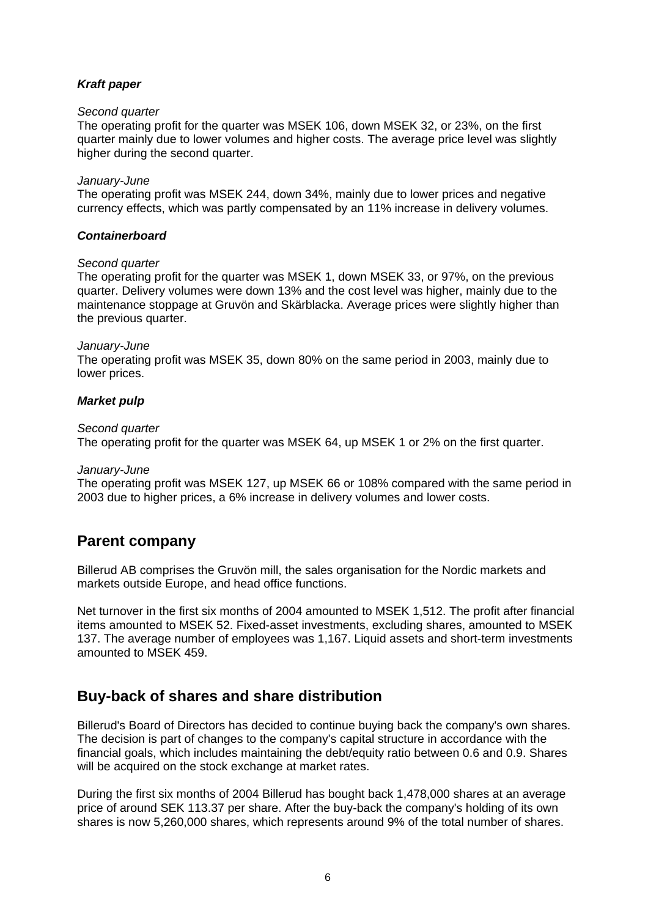### *Kraft paper*

*Second quarter*
The operating profit for the quarter was MSEK 106, down MSEK 32, or 23%, on the first quarter mainly due to lower volumes and higher costs. The average price level was slightly higher during the second quarter.

*January-June*
The operating profit was MSEK 244, down 34%, mainly due to lower prices and negative currency effects, which was partly compensated by an 11% increase in delivery volumes.

### *Containerboard*

*Second quarter*
The operating profit for the quarter was MSEK 1, down MSEK 33, or 97%, on the previous quarter. Delivery volumes were down 13% and the cost level was higher, mainly due to the maintenance stoppage at Gruvön and Skärblacka. Average prices were slightly higher than the previous quarter.

*January-June*
The operating profit was MSEK 35, down 80% on the same period in 2003, mainly due to lower prices.

### *Market pulp*

*Second quarter*
The operating profit for the quarter was MSEK 64, up MSEK 1 or 2% on the first quarter.

*January-June*
The operating profit was MSEK 127, up MSEK 66 or 108% compared with the same period in 2003 due to higher prices, a 6% increase in delivery volumes and lower costs.

## Parent company

Billerud AB comprises the Gruvön mill, the sales organisation for the Nordic markets and markets outside Europe, and head office functions.

Net turnover in the first six months of 2004 amounted to MSEK 1,512. The profit after financial items amounted to MSEK 52. Fixed-asset investments, excluding shares, amounted to MSEK 137. The average number of employees was 1,167. Liquid assets and short-term investments amounted to MSEK 459.

## Buy-back of shares and share distribution

Billerud's Board of Directors has decided to continue buying back the company's own shares. The decision is part of changes to the company's capital structure in accordance with the financial goals, which includes maintaining the debt/equity ratio between 0.6 and 0.9. Shares will be acquired on the stock exchange at market rates.

During the first six months of 2004 Billerud has bought back 1,478,000 shares at an average price of around SEK 113.37 per share. After the buy-back the company's holding of its own shares is now 5,260,000 shares, which represents around 9% of the total number of shares.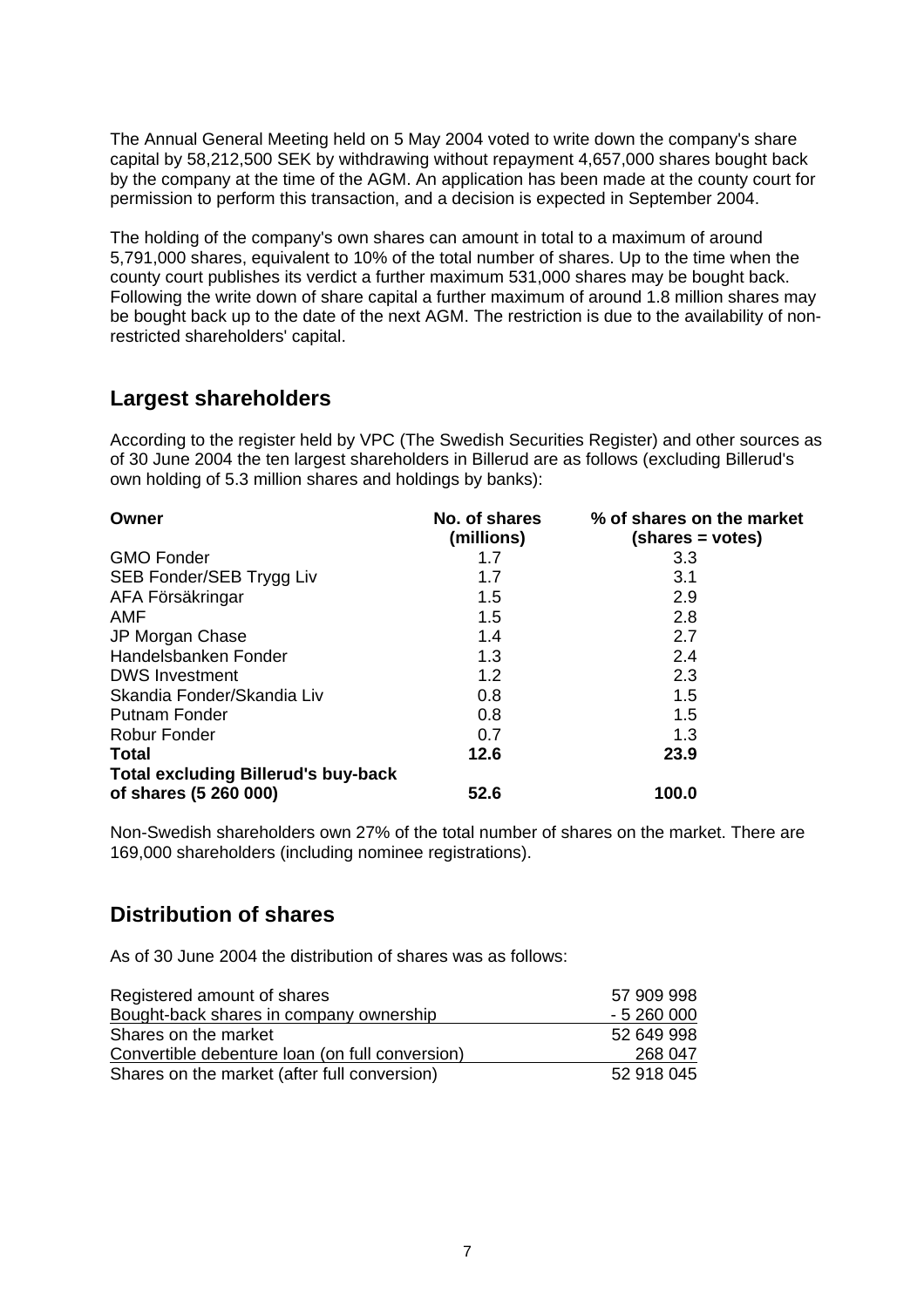The Annual General Meeting held on 5 May 2004 voted to write down the company's share capital by 58,212,500 SEK by withdrawing without repayment 4,657,000 shares bought back by the company at the time of the AGM. An application has been made at the county court for permission to perform this transaction, and a decision is expected in September 2004.

The holding of the company's own shares can amount in total to a maximum of around 5,791,000 shares, equivalent to 10% of the total number of shares. Up to the time when the county court publishes its verdict a further maximum 531,000 shares may be bought back. Following the write down of share capital a further maximum of around 1.8 million shares may be bought back up to the date of the next AGM. The restriction is due to the availability of non-restricted shareholders' capital.

## Largest shareholders

According to the register held by VPC (The Swedish Securities Register) and other sources as of 30 June 2004 the ten largest shareholders in Billerud are as follows (excluding Billerud's own holding of 5.3 million shares and holdings by banks):

| Owner | No. of shares (millions) | % of shares on the market (shares = votes) |
|---|---|---|
| GMO Fonder | 1.7 | 3.3 |
| SEB Fonder/SEB Trygg Liv | 1.7 | 3.1 |
| AFA Försäkringar | 1.5 | 2.9 |
| AMF | 1.5 | 2.8 |
| JP Morgan Chase | 1.4 | 2.7 |
| Handelsbanken Fonder | 1.3 | 2.4 |
| DWS Investment | 1.2 | 2.3 |
| Skandia Fonder/Skandia Liv | 0.8 | 1.5 |
| Putnam Fonder | 0.8 | 1.5 |
| Robur Fonder | 0.7 | 1.3 |
| **Total** | **12.6** | **23.9** |
| **Total excluding Billerud's buy-back of shares (5 260 000)** | **52.6** | **100.0** |

Non-Swedish shareholders own 27% of the total number of shares on the market. There are 169,000 shareholders (including nominee registrations).

## Distribution of shares

As of 30 June 2004 the distribution of shares was as follows:

| | |
|---|---|
| Registered amount of shares | 57 909 998 |
| Bought-back shares in company ownership | - 5 260 000 |
| Shares on the market | 52 649 998 |
| Convertible debenture loan (on full conversion) | 268 047 |
| Shares on the market (after full conversion) | 52 918 045 |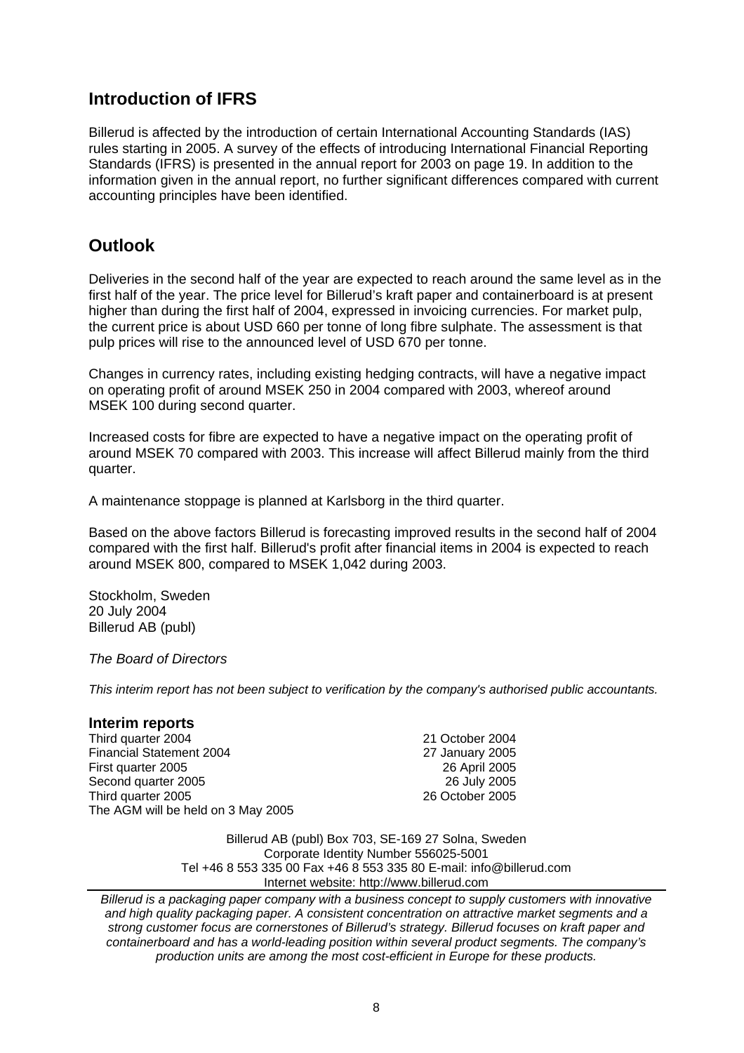## Introduction of IFRS

Billerud is affected by the introduction of certain International Accounting Standards (IAS) rules starting in 2005. A survey of the effects of introducing International Financial Reporting Standards (IFRS) is presented in the annual report for 2003 on page 19. In addition to the information given in the annual report, no further significant differences compared with current accounting principles have been identified.

## Outlook

Deliveries in the second half of the year are expected to reach around the same level as in the first half of the year. The price level for Billerud's kraft paper and containerboard is at present higher than during the first half of 2004, expressed in invoicing currencies. For market pulp, the current price is about USD 660 per tonne of long fibre sulphate. The assessment is that pulp prices will rise to the announced level of USD 670 per tonne.

Changes in currency rates, including existing hedging contracts, will have a negative impact on operating profit of around MSEK 250 in 2004 compared with 2003, whereof around MSEK 100 during second quarter.

Increased costs for fibre are expected to have a negative impact on the operating profit of around MSEK 70 compared with 2003. This increase will affect Billerud mainly from the third quarter.

A maintenance stoppage is planned at Karlsborg in the third quarter.

Based on the above factors Billerud is forecasting improved results in the second half of 2004 compared with the first half. Billerud's profit after financial items in 2004 is expected to reach around MSEK 800, compared to MSEK 1,042 during 2003.

Stockholm, Sweden
20 July 2004
Billerud AB (publ)

*The Board of Directors*

*This interim report has not been subject to verification by the company's authorised public accountants.*

### Interim reports

| | |
|---|---|
| Third quarter 2004 | 21 October 2004 |
| Financial Statement 2004 | 27 January 2005 |
| First quarter 2005 | 26 April 2005 |
| Second quarter 2005 | 26 July 2005 |
| Third quarter 2005 | 26 October 2005 |

The AGM will be held on 3 May 2005

Billerud AB (publ) Box 703, SE-169 27 Solna, Sweden
Corporate Identity Number 556025-5001
Tel +46 8 553 335 00 Fax +46 8 553 335 80 E-mail: info@billerud.com
Internet website: http://www.billerud.com

*Billerud is a packaging paper company with a business concept to supply customers with innovative and high quality packaging paper. A consistent concentration on attractive market segments and a strong customer focus are cornerstones of Billerud's strategy. Billerud focuses on kraft paper and containerboard and has a world-leading position within several product segments. The company's production units are among the most cost-efficient in Europe for these products.*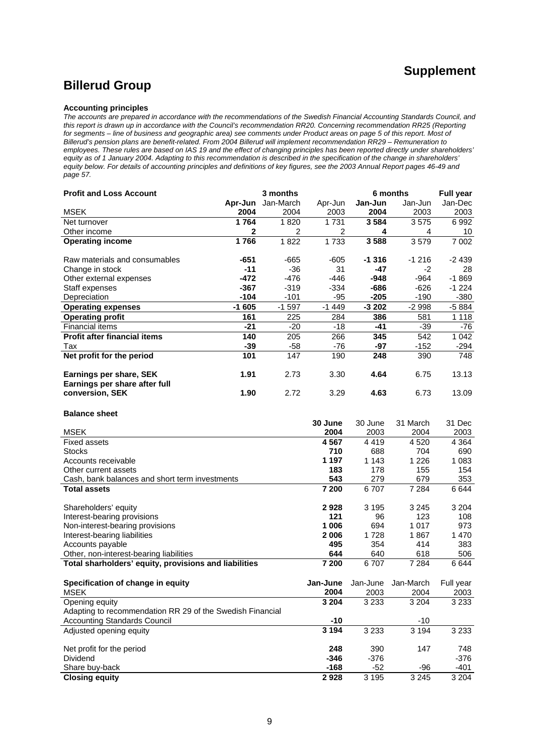# Supplement

## Billerud Group

### Accounting principles

*The accounts are prepared in accordance with the recommendations of the Swedish Financial Accounting Standards Council, and this report is drawn up in accordance with the Council's recommendation RR20. Concerning recommendation RR25 (Reporting for segments – line of business and geographic area) see comments under Product areas on page 5 of this report. Most of Billerud's pension plans are benefit-related. From 2004 Billerud will implement recommendation RR29 – Remuneration to employees. These rules are based on IAS 19 and the effect of changing principles has been reported directly under shareholders' equity as of 1 January 2004. Adapting to this recommendation is described in the specification of the change in shareholders' equity below. For details of accounting principles and definitions of key figures, see the 2003 Annual Report pages 46-49 and page 57.*

| **Profit and Loss Account** | 3 months | | | 6 months | | Full year |
|---|---|---|---|---|---|---|
| | **Apr-Jun** | Jan-March | Apr-Jun | **Jan-Jun** | Jan-Jun | Jan-Dec |
| MSEK | **2004** | 2004 | 2003 | **2004** | 2003 | 2003 |
| Net turnover | **1 764** | 1 820 | 1 731 | **3 584** | 3 575 | 6 992 |
| Other income | **2** | 2 | 2 | **4** | 4 | 10 |
| **Operating income** | **1 766** | 1 822 | 1 733 | **3 588** | 3 579 | 7 002 |
| Raw materials and consumables | **-651** | -665 | -605 | **-1 316** | -1 216 | -2 439 |
| Change in stock | **-11** | -36 | 31 | **-47** | -2 | 28 |
| Other external expenses | **-472** | -476 | -446 | **-948** | -964 | -1 869 |
| Staff expenses | **-367** | -319 | -334 | **-686** | -626 | -1 224 |
| Depreciation | **-104** | -101 | -95 | **-205** | -190 | -380 |
| **Operating expenses** | **-1 605** | -1 597 | -1 449 | **-3 202** | -2 998 | -5 884 |
| **Operating profit** | **161** | 225 | 284 | **386** | 581 | 1 118 |
| Financial items | **-21** | -20 | -18 | **-41** | -39 | -76 |
| **Profit after financial items** | **140** | 205 | 266 | **345** | 542 | 1 042 |
| Tax | **-39** | -58 | -76 | **-97** | -152 | -294 |
| **Net profit for the period** | **101** | 147 | 190 | **248** | 390 | 748 |
| **Earnings per share, SEK** | **1.91** | 2.73 | 3.30 | **4.64** | 6.75 | 13.13 |
| **Earnings per share after full conversion, SEK** | **1.90** | 2.72 | 3.29 | **4.63** | 6.73 | 13.09 |

### Balance sheet

| | **30 June** | 30 June | 31 March | 31 Dec |
|---|---|---|---|---|
| MSEK | **2004** | 2003 | 2004 | 2003 |
| Fixed assets | **4 567** | 4 419 | 4 520 | 4 364 |
| Stocks | **710** | 688 | 704 | 690 |
| Accounts receivable | **1 197** | 1 143 | 1 226 | 1 083 |
| Other current assets | **183** | 178 | 155 | 154 |
| Cash, bank balances and short term investments | **543** | 279 | 679 | 353 |
| **Total assets** | **7 200** | 6 707 | 7 284 | 6 644 |
| Shareholders' equity | **2 928** | 3 195 | 3 245 | 3 204 |
| Interest-bearing provisions | **121** | 96 | 123 | 108 |
| Non-interest-bearing provisions | **1 006** | 694 | 1 017 | 973 |
| Interest-bearing liabilities | **2 006** | 1 728 | 1 867 | 1 470 |
| Accounts payable | **495** | 354 | 414 | 383 |
| Other, non-interest-bearing liabilities | **644** | 640 | 618 | 506 |
| **Total sharholders' equity, provisions and liabilities** | **7 200** | 6 707 | 7 284 | 6 644 |

| **Specification of change in equity** | **Jan-June** | Jan-June | Jan-March | Full year |
|---|---|---|---|---|
| MSEK | **2004** | 2003 | 2004 | 2003 |
| Opening equity | **3 204** | 3 233 | 3 204 | 3 233 |
| Adapting to recommendation RR 29 of the Swedish Financial Accounting Standards Council | **-10** | | -10 | |
| Adjusted opening equity | **3 194** | 3 233 | 3 194 | 3 233 |
| Net profit for the period | **248** | 390 | 147 | 748 |
| Dividend | **-346** | -376 | | -376 |
| Share buy-back | **-168** | -52 | -96 | -401 |
| **Closing equity** | **2 928** | 3 195 | 3 245 | 3 204 |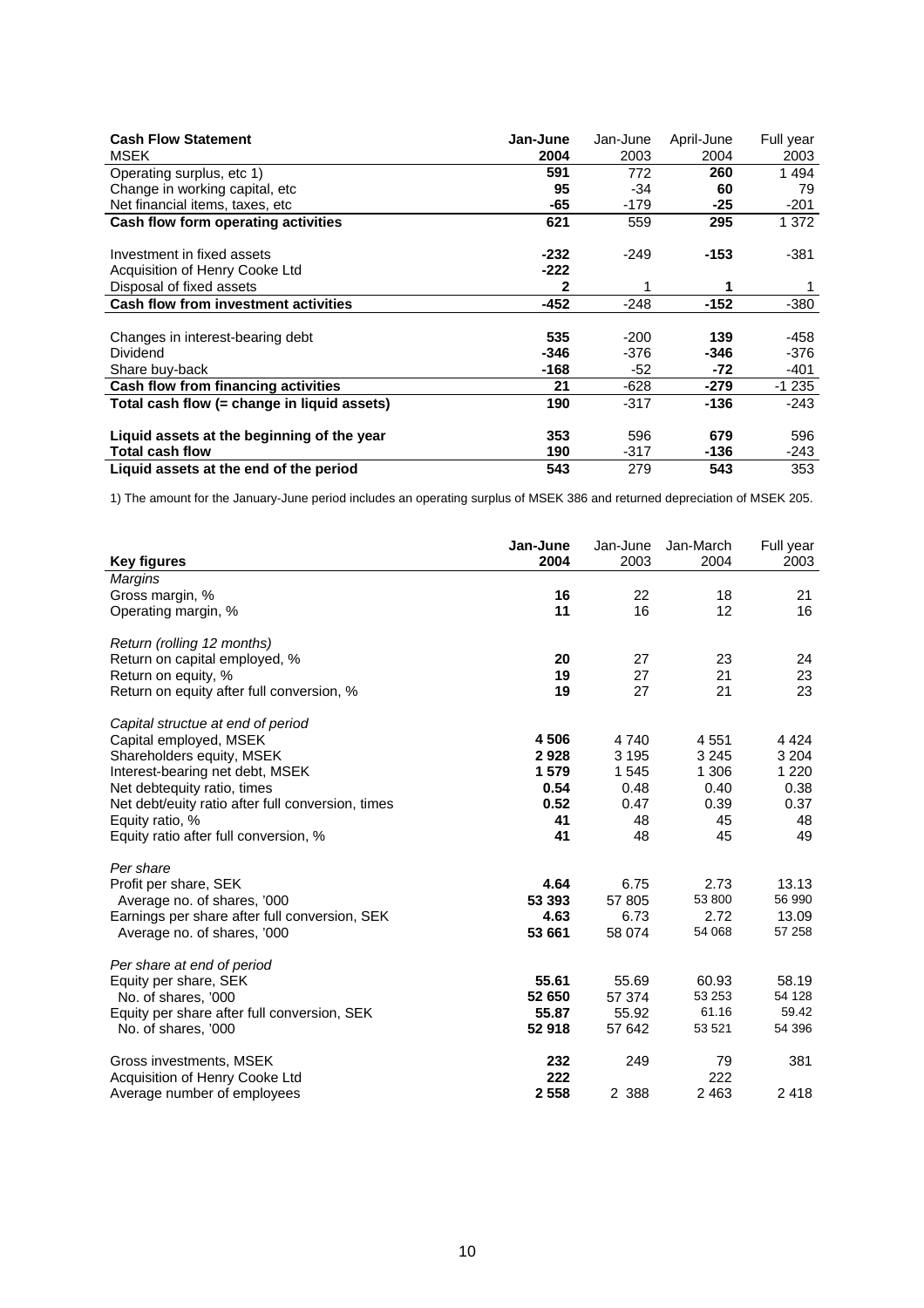| **Cash Flow Statement** MSEK | **Jan-June 2004** | Jan-June 2003 | April-June 2004 | Full year 2003 |
|---|---|---|---|---|
| Operating surplus, etc 1) | **591** | 772 | **260** | 1 494 |
| Change in working capital, etc | **95** | -34 | **60** | 79 |
| Net financial items, taxes, etc | **-65** | -179 | **-25** | -201 |
| **Cash flow form operating activities** | **621** | 559 | **295** | 1 372 |
| Investment in fixed assets | **-232** | -249 | **-153** | -381 |
| Acquisition of Henry Cooke Ltd | **-222** | | | |
| Disposal of fixed assets | **2** | 1 | **1** | 1 |
| **Cash flow from investment activities** | **-452** | -248 | **-152** | -380 |
| Changes in interest-bearing debt | **535** | -200 | **139** | -458 |
| Dividend | **-346** | -376 | **-346** | -376 |
| Share buy-back | **-168** | -52 | **-72** | -401 |
| **Cash flow from financing activities** | **21** | -628 | **-279** | -1 235 |
| **Total cash flow (= change in liquid assets)** | **190** | -317 | **-136** | -243 |
| **Liquid assets at the beginning of the year** | **353** | 596 | **679** | 596 |
| **Total cash flow** | **190** | -317 | **-136** | -243 |
| **Liquid assets at the end of the period** | **543** | 279 | **543** | 353 |

1) The amount for the January-June period includes an operating surplus of MSEK 386 and returned depreciation of MSEK 205.

| **Key figures** | **Jan-June 2004** | Jan-June 2003 | Jan-March 2004 | Full year 2003 |
|---|---|---|---|---|
| *Margins* | | | | |
| Gross margin, % | **16** | 22 | 18 | 21 |
| Operating margin, % | **11** | 16 | 12 | 16 |
| *Return (rolling 12 months)* | | | | |
| Return on capital employed, % | **20** | 27 | 23 | 24 |
| Return on equity, % | **19** | 27 | 21 | 23 |
| Return on equity after full conversion, % | **19** | 27 | 21 | 23 |
| *Capital structue at end of period* | | | | |
| Capital employed, MSEK | **4 506** | 4 740 | 4 551 | 4 424 |
| Shareholders equity, MSEK | **2 928** | 3 195 | 3 245 | 3 204 |
| Interest-bearing net debt, MSEK | **1 579** | 1 545 | 1 306 | 1 220 |
| Net debtequity ratio, times | **0.54** | 0.48 | 0.40 | 0.38 |
| Net debt/euity ratio after full conversion, times | **0.52** | 0.47 | 0.39 | 0.37 |
| Equity ratio, % | **41** | 48 | 45 | 48 |
| Equity ratio after full conversion, % | **41** | 48 | 45 | 49 |
| *Per share* | | | | |
| Profit per share, SEK | **4.64** | 6.75 | 2.73 | 13.13 |
| Average no. of shares, '000 | **53 393** | 57 805 | 53 800 | 56 990 |
| Earnings per share after full conversion, SEK | **4.63** | 6.73 | 2.72 | 13.09 |
| Average no. of shares, '000 | **53 661** | 58 074 | 54 068 | 57 258 |
| *Per share at end of period* | | | | |
| Equity per share, SEK | **55.61** | 55.69 | 60.93 | 58.19 |
| No. of shares, '000 | **52 650** | 57 374 | 53 253 | 54 128 |
| Equity per share after full conversion, SEK | **55.87** | 55.92 | 61.16 | 59.42 |
| No. of shares, '000 | **52 918** | 57 642 | 53 521 | 54 396 |
| Gross investments, MSEK | **232** | 249 | 79 | 381 |
| Acquisition of Henry Cooke Ltd | **222** | | 222 | |
| Average number of employees | **2 558** | 2 388 | 2 463 | 2 418 |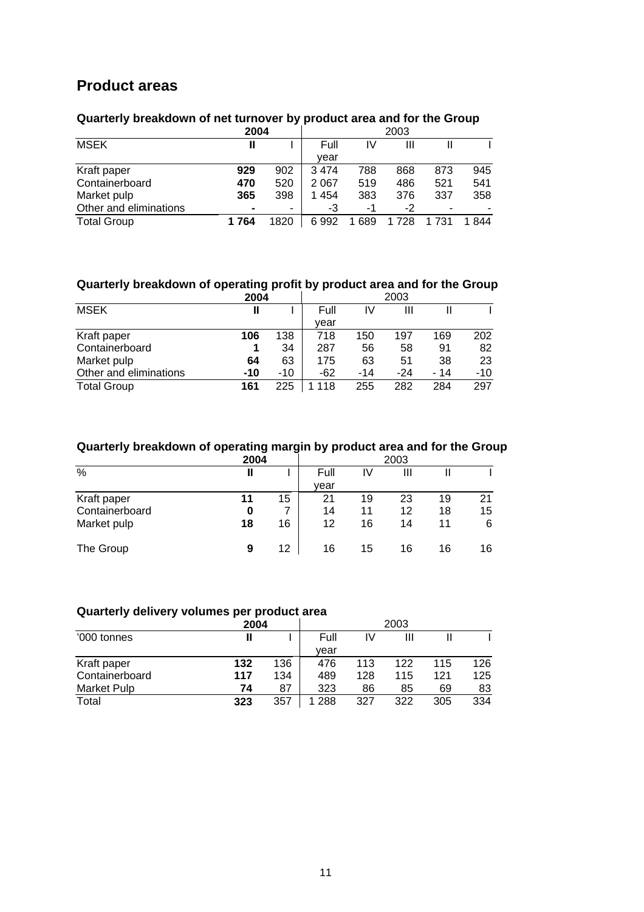## Product areas

### Quarterly breakdown of net turnover by product area and for the Group

| | 2004 | | 2003 | | | | |
|---|---|---|---|---|---|---|---|
| MSEK | **II** | I | Full year | IV | III | II | I |
| Kraft paper | **929** | 902 | 3 474 | 788 | 868 | 873 | 945 |
| Containerboard | **470** | 520 | 2 067 | 519 | 486 | 521 | 541 |
| Market pulp | **365** | 398 | 1 454 | 383 | 376 | 337 | 358 |
| Other and eliminations | **-** | - | -3 | -1 | -2 | - | - |
| Total Group | **1 764** | 1820 | 6 992 | 1 689 | 1 728 | 1 731 | 1 844 |

### Quarterly breakdown of operating profit by product area and for the Group

| | 2004 | | 2003 | | | | |
|---|---|---|---|---|---|---|---|
| MSEK | **II** | I | Full year | IV | III | II | I |
| Kraft paper | **106** | 138 | 718 | 150 | 197 | 169 | 202 |
| Containerboard | **1** | 34 | 287 | 56 | 58 | 91 | 82 |
| Market pulp | **64** | 63 | 175 | 63 | 51 | 38 | 23 |
| Other and eliminations | **-10** | -10 | -62 | -14 | -24 | - 14 | -10 |
| Total Group | **161** | 225 | 1 118 | 255 | 282 | 284 | 297 |

### Quarterly breakdown of operating margin by product area and for the Group

| | 2004 | | 2003 | | | | |
|---|---|---|---|---|---|---|---|
| % | **II** | I | Full year | IV | III | II | I |
| Kraft paper | **11** | 15 | 21 | 19 | 23 | 19 | 21 |
| Containerboard | **0** | 7 | 14 | 11 | 12 | 18 | 15 |
| Market pulp | **18** | 16 | 12 | 16 | 14 | 11 | 6 |
| The Group | **9** | 12 | 16 | 15 | 16 | 16 | 16 |

### Quarterly delivery volumes per product area

| | 2004 | | 2003 | | | | |
|---|---|---|---|---|---|---|---|
| '000 tonnes | **II** | I | Full year | IV | III | II | I |
| Kraft paper | **132** | 136 | 476 | 113 | 122 | 115 | 126 |
| Containerboard | **117** | 134 | 489 | 128 | 115 | 121 | 125 |
| Market Pulp | **74** | 87 | 323 | 86 | 85 | 69 | 83 |
| Total | **323** | 357 | 1 288 | 327 | 322 | 305 | 334 |